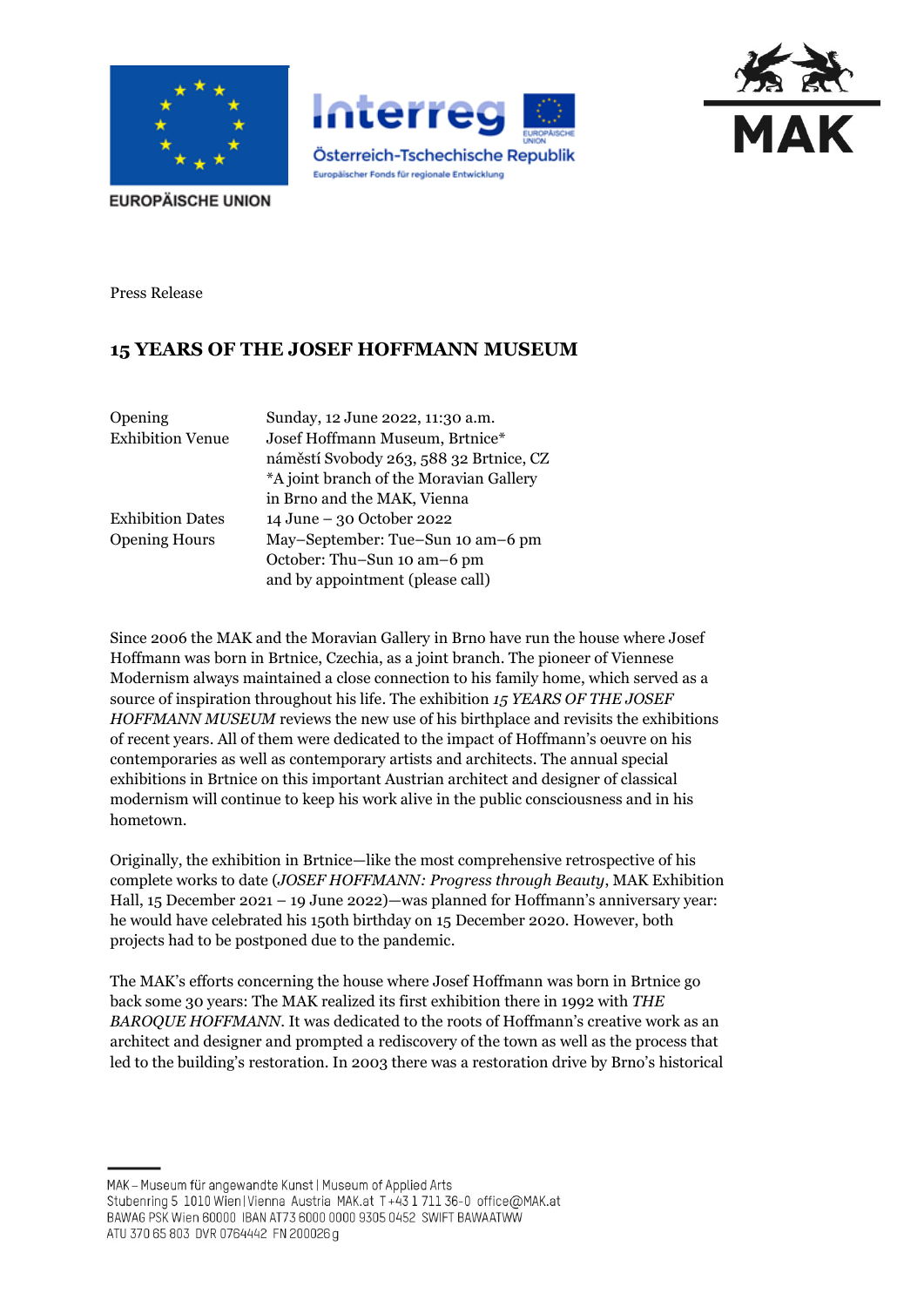EUROPÄISCHE UNION

Interreg Österreich-Tschechische Republik
Europäischer Fonds für regionale Entwicklung

MAK

Press Release

# 15 YEARS OF THE JOSEF HOFFMANN MUSEUM

| | |
|---|---|
| Opening | Sunday, 12 June 2022, 11:30 a.m. |
| Exhibition Venue | Josef Hoffmann Museum, Brtnice*<br>náměstí Svobody 263, 588 32 Brtnice, CZ<br>*A joint branch of the Moravian Gallery in Brno and the MAK, Vienna |
| Exhibition Dates | 14 June – 30 October 2022 |
| Opening Hours | May–September: Tue–Sun 10 am–6 pm<br>October: Thu–Sun 10 am–6 pm<br>and by appointment (please call) |

Since 2006 the MAK and the Moravian Gallery in Brno have run the house where Josef Hoffmann was born in Brtnice, Czechia, as a joint branch. The pioneer of Viennese Modernism always maintained a close connection to his family home, which served as a source of inspiration throughout his life. The exhibition *15 YEARS OF THE JOSEF HOFFMANN MUSEUM* reviews the new use of his birthplace and revisits the exhibitions of recent years. All of them were dedicated to the impact of Hoffmann's oeuvre on his contemporaries as well as contemporary artists and architects. The annual special exhibitions in Brtnice on this important Austrian architect and designer of classical modernism will continue to keep his work alive in the public consciousness and in his hometown.

Originally, the exhibition in Brtnice—like the most comprehensive retrospective of his complete works to date (*JOSEF HOFFMANN: Progress through Beauty*, MAK Exhibition Hall, 15 December 2021 – 19 June 2022)—was planned for Hoffmann's anniversary year: he would have celebrated his 150th birthday on 15 December 2020. However, both projects had to be postponed due to the pandemic.

The MAK's efforts concerning the house where Josef Hoffmann was born in Brtnice go back some 30 years: The MAK realized its first exhibition there in 1992 with *THE BAROQUE HOFFMANN*. It was dedicated to the roots of Hoffmann's creative work as an architect and designer and prompted a rediscovery of the town as well as the process that led to the building's restoration. In 2003 there was a restoration drive by Brno's historical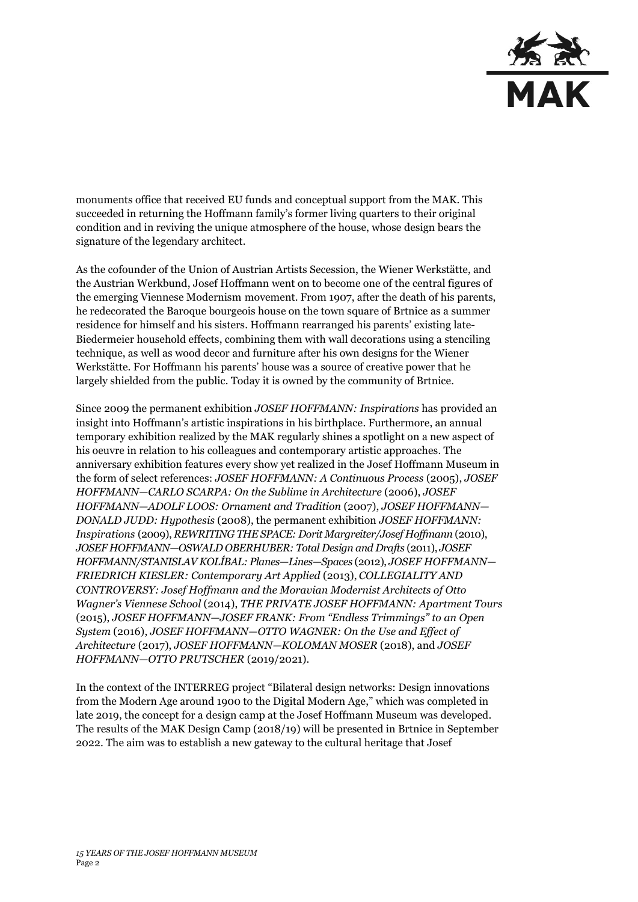monuments office that received EU funds and conceptual support from the MAK. This succeeded in returning the Hoffmann family's former living quarters to their original condition and in reviving the unique atmosphere of the house, whose design bears the signature of the legendary architect.

As the cofounder of the Union of Austrian Artists Secession, the Wiener Werkstätte, and the Austrian Werkbund, Josef Hoffmann went on to become one of the central figures of the emerging Viennese Modernism movement. From 1907, after the death of his parents, he redecorated the Baroque bourgeois house on the town square of Brtnice as a summer residence for himself and his sisters. Hoffmann rearranged his parents' existing late-Biedermeier household effects, combining them with wall decorations using a stenciling technique, as well as wood decor and furniture after his own designs for the Wiener Werkstätte. For Hoffmann his parents' house was a source of creative power that he largely shielded from the public. Today it is owned by the community of Brtnice.

Since 2009 the permanent exhibition *JOSEF HOFFMANN: Inspirations* has provided an insight into Hoffmann's artistic inspirations in his birthplace. Furthermore, an annual temporary exhibition realized by the MAK regularly shines a spotlight on a new aspect of his oeuvre in relation to his colleagues and contemporary artistic approaches. The anniversary exhibition features every show yet realized in the Josef Hoffmann Museum in the form of select references: *JOSEF HOFFMANN: A Continuous Process* (2005), *JOSEF HOFFMANN—CARLO SCARPA: On the Sublime in Architecture* (2006), *JOSEF HOFFMANN—ADOLF LOOS: Ornament and Tradition* (2007), *JOSEF HOFFMANN—DONALD JUDD: Hypothesis* (2008), the permanent exhibition *JOSEF HOFFMANN: Inspirations* (2009), *REWRITING THE SPACE: Dorit Margreiter/Josef Hoffmann* (2010), *JOSEF HOFFMANN—OSWALD OBERHUBER: Total Design and Drafts* (2011), *JOSEF HOFFMANN/STANISLAV KOLÍBAL: Planes—Lines—Spaces* (2012), *JOSEF HOFFMANN—FRIEDRICH KIESLER: Contemporary Art Applied* (2013), *COLLEGIALITY AND CONTROVERSY: Josef Hoffmann and the Moravian Modernist Architects of Otto Wagner's Viennese School* (2014), *THE PRIVATE JOSEF HOFFMANN: Apartment Tours* (2015), *JOSEF HOFFMANN—JOSEF FRANK: From "Endless Trimmings" to an Open System* (2016), *JOSEF HOFFMANN—OTTO WAGNER: On the Use and Effect of Architecture* (2017), *JOSEF HOFFMANN—KOLOMAN MOSER* (2018), and *JOSEF HOFFMANN—OTTO PRUTSCHER* (2019/2021).

In the context of the INTERREG project "Bilateral design networks: Design innovations from the Modern Age around 1900 to the Digital Modern Age," which was completed in late 2019, the concept for a design camp at the Josef Hoffmann Museum was developed. The results of the MAK Design Camp (2018/19) will be presented in Brtnice in September 2022. The aim was to establish a new gateway to the cultural heritage that Josef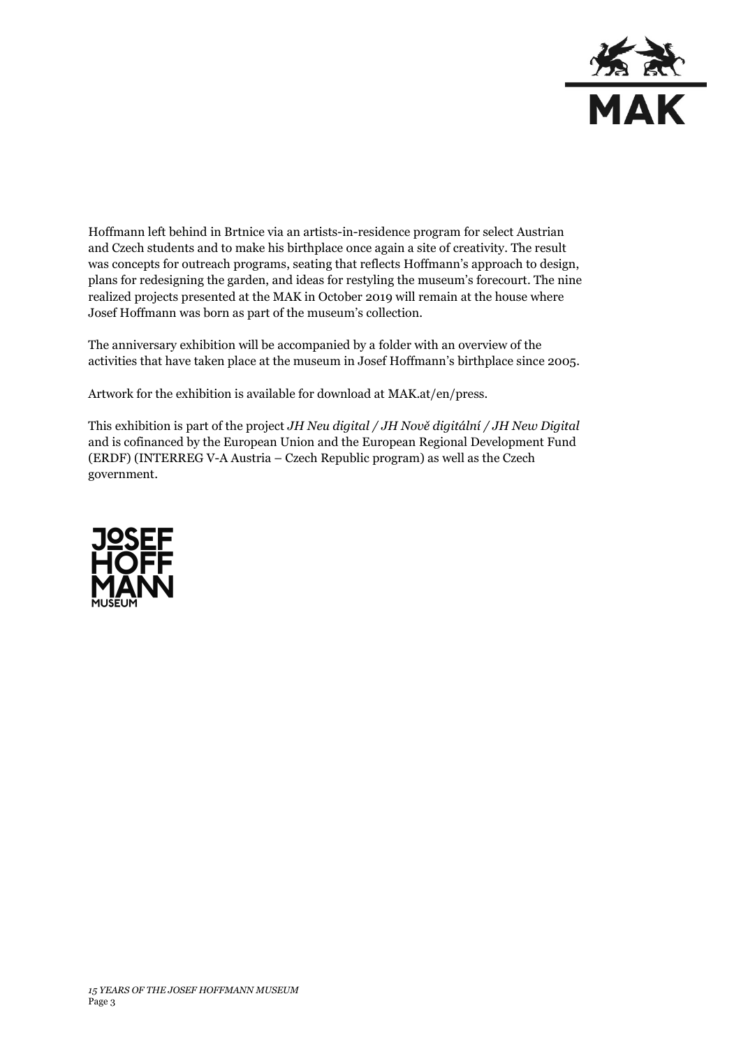Hoffmann left behind in Brtnice via an artists-in-residence program for select Austrian and Czech students and to make his birthplace once again a site of creativity. The result was concepts for outreach programs, seating that reflects Hoffmann's approach to design, plans for redesigning the garden, and ideas for restyling the museum's forecourt. The nine realized projects presented at the MAK in October 2019 will remain at the house where Josef Hoffmann was born as part of the museum's collection.

The anniversary exhibition will be accompanied by a folder with an overview of the activities that have taken place at the museum in Josef Hoffmann's birthplace since 2005.

Artwork for the exhibition is available for download at MAK.at/en/press.

This exhibition is part of the project *JH Neu digital / JH Nově digitální / JH New Digital* and is cofinanced by the European Union and the European Regional Development Fund (ERDF) (INTERREG V-A Austria – Czech Republic program) as well as the Czech government.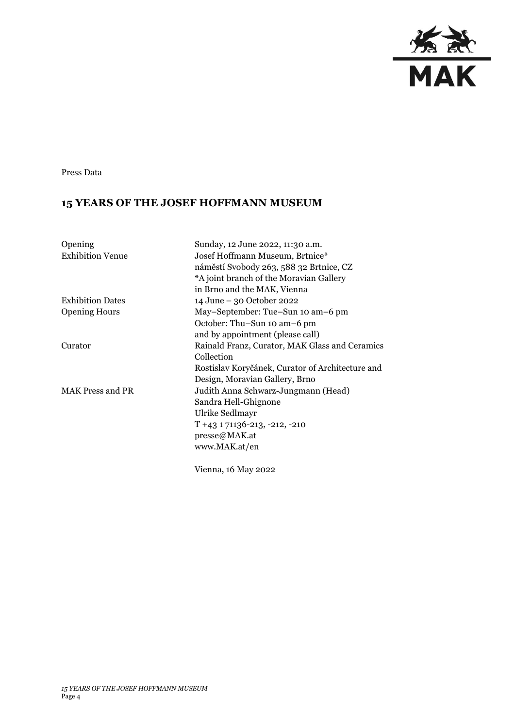Press Data

## 15 YEARS OF THE JOSEF HOFFMANN MUSEUM

| | |
|---|---|
| Opening | Sunday, 12 June 2022, 11:30 a.m. |
| Exhibition Venue | Josef Hoffmann Museum, Brtnice*<br>náměstí Svobody 263, 588 32 Brtnice, CZ<br>*A joint branch of the Moravian Gallery in Brno and the MAK, Vienna |
| Exhibition Dates | 14 June – 30 October 2022 |
| Opening Hours | May–September: Tue–Sun 10 am–6 pm<br>October: Thu–Sun 10 am–6 pm<br>and by appointment (please call) |
| Curator | Rainald Franz, Curator, MAK Glass and Ceramics Collection<br>Rostislav Koryčánek, Curator of Architecture and Design, Moravian Gallery, Brno |
| MAK Press and PR | Judith Anna Schwarz-Jungmann (Head)<br>Sandra Hell-Ghignone<br>Ulrike Sedlmayr<br>T +43 1 71136-213, -212, -210<br>presse@MAK.at<br>www.MAK.at/en |

Vienna, 16 May 2022